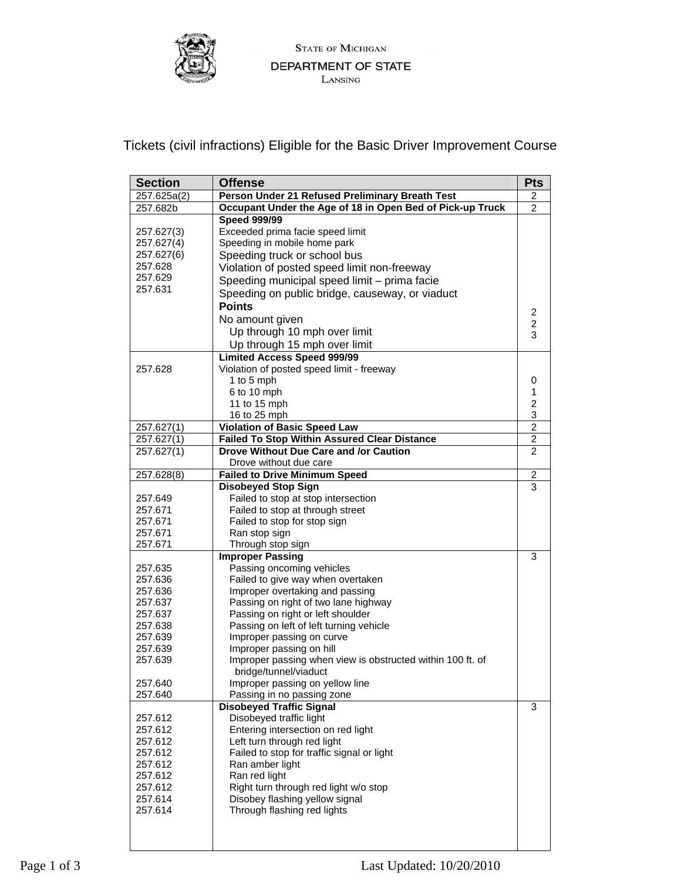STATE OF MICHIGAN
DEPARTMENT OF STATE
LANSING

## Tickets (civil infractions) Eligible for the Basic Driver Improvement Course

| Section | Offense | Pts |
|---|---|---|
| 257.625a(2) | **Person Under 21 Refused Preliminary Breath Test** | 2 |
| 257.682b | **Occupant Under the Age of 18 in Open Bed of Pick-up Truck** | 2 |
| | **Speed 999/99** | |
| 257.627(3) | Exceeded prima facie speed limit | |
| 257.627(4) | Speeding in mobile home park | |
| 257.627(6) | Speeding truck or school bus | |
| 257.628 | Violation of posted speed limit non-freeway | |
| 257.629 | Speeding municipal speed limit – prima facie | |
| 257.631 | Speeding on public bridge, causeway, or viaduct | |
| | **Points** | |
| | No amount given | 2 |
| | Up through 10 mph over limit | 2 |
| | Up through 15 mph over limit | 3 |
| | **Limited Access Speed 999/99** | |
| 257.628 | Violation of posted speed limit - freeway | |
| | 1 to 5 mph | 0 |
| | 6 to 10 mph | 1 |
| | 11 to 15 mph | 2 |
| | 16 to 25 mph | 3 |
| 257.627(1) | **Violation of Basic Speed Law** | 2 |
| 257.627(1) | **Failed To Stop Within Assured Clear Distance** | 2 |
| 257.627(1) | **Drove Without Due Care and /or Caution** | 2 |
| | Drove without due care | |
| 257.628(8) | **Failed to Drive Minimum Speed** | 2 |
| | **Disobeyed Stop Sign** | 3 |
| 257.649 | Failed to stop at stop intersection | |
| 257.671 | Failed to stop at through street | |
| 257.671 | Failed to stop for stop sign | |
| 257.671 | Ran stop sign | |
| 257.671 | Through stop sign | |
| | **Improper Passing** | 3 |
| 257.635 | Passing oncoming vehicles | |
| 257.636 | Failed to give way when overtaken | |
| 257.636 | Improper overtaking and passing | |
| 257.637 | Passing on right of two lane highway | |
| 257.637 | Passing on right or left shoulder | |
| 257.638 | Passing on left of left turning vehicle | |
| 257.639 | Improper passing on curve | |
| 257.639 | Improper passing on hill | |
| 257.639 | Improper passing when view is obstructed within 100 ft. of bridge/tunnel/viaduct | |
| 257.640 | Improper passing on yellow line | |
| 257.640 | Passing in no passing zone | |
| | **Disobeyed Traffic Signal** | 3 |
| 257.612 | Disobeyed traffic light | |
| 257.612 | Entering intersection on red light | |
| 257.612 | Left turn through red light | |
| 257.612 | Failed to stop for traffic signal or light | |
| 257.612 | Ran amber light | |
| 257.612 | Ran red light | |
| 257.612 | Right turn through red light w/o stop | |
| 257.614 | Disobey flashing yellow signal | |
| 257.614 | Through flashing red lights | |

Last Updated: 10/20/2010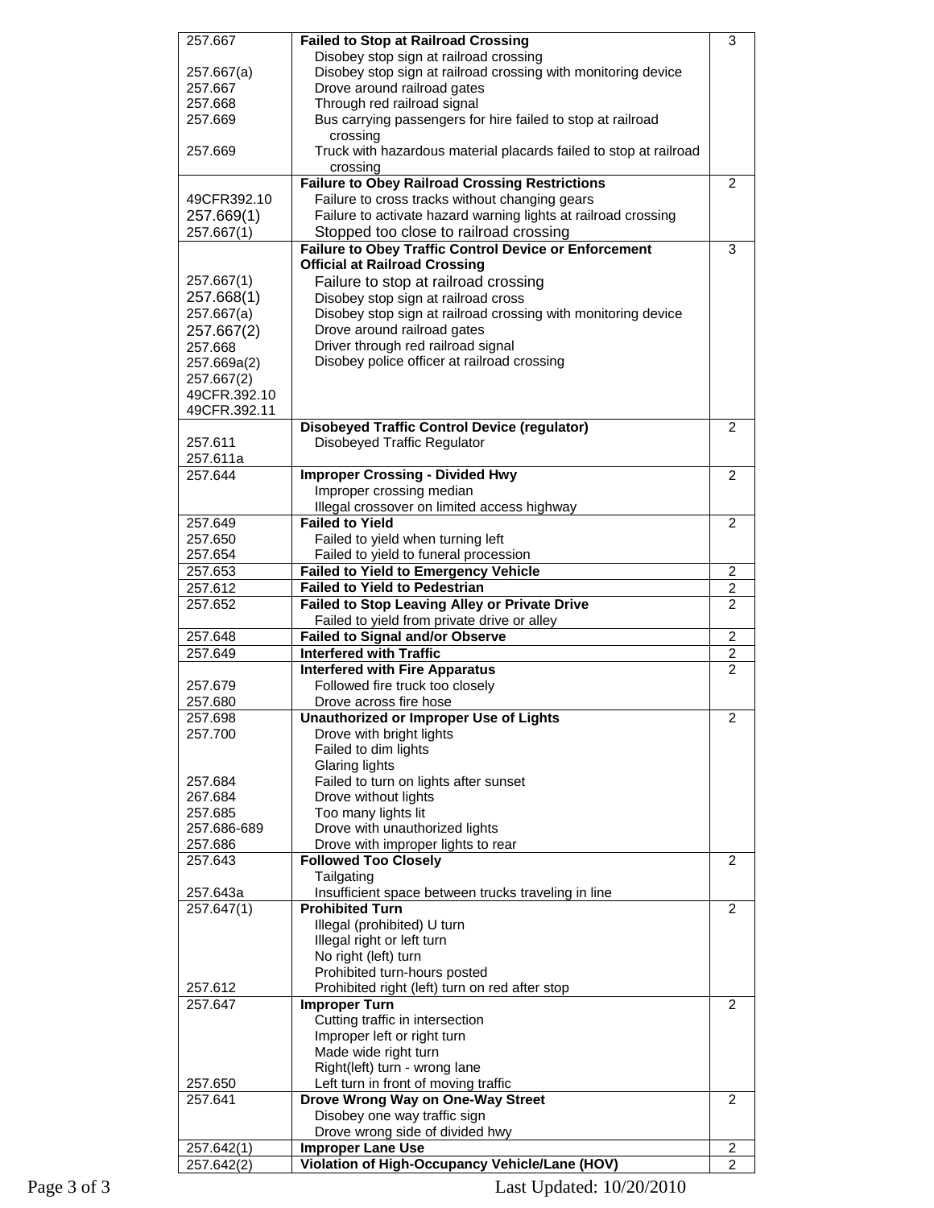| | | |
|---|---|---|
| 257.667<br><br>257.667(a)<br>257.667<br>257.668<br>257.669<br><br>257.669 | **Failed to Stop at Railroad Crossing**<br>Disobey stop sign at railroad crossing<br>Disobey stop sign at railroad crossing with monitoring device<br>Drove around railroad gates<br>Through red railroad signal<br>Bus carrying passengers for hire failed to stop at railroad crossing<br>Truck with hazardous material placards failed to stop at railroad crossing | 3 |
| <br>49CFR392.10<br>257.669(1)<br>257.667(1) | **Failure to Obey Railroad Crossing Restrictions**<br>Failure to cross tracks without changing gears<br>Failure to activate hazard warning lights at railroad crossing<br>Stopped too close to railroad crossing | 2 |
| <br><br>257.667(1)<br>257.668(1)<br>257.667(a)<br>257.667(2)<br>257.668<br>257.669a(2)<br>257.667(2)<br>49CFR.392.10<br>49CFR.392.11 | **Failure to Obey Traffic Control Device or Enforcement Official at Railroad Crossing**<br>Failure to stop at railroad crossing<br>Disobey stop sign at railroad cross<br>Disobey stop sign at railroad crossing with monitoring device<br>Drove around railroad gates<br>Driver through red railroad signal<br>Disobey police officer at railroad crossing | 3 |
| <br>257.611<br>257.611a | **Disobeyed Traffic Control Device (regulator)**<br>Disobeyed Traffic Regulator | 2 |
| 257.644 | **Improper Crossing - Divided Hwy**<br>Improper crossing median<br>Illegal crossover on limited access highway | 2 |
| 257.649<br>257.650<br>257.654 | **Failed to Yield**<br>Failed to yield when turning left<br>Failed to yield to funeral procession | 2 |
| 257.653 | **Failed to Yield to Emergency Vehicle** | 2 |
| 257.612 | **Failed to Yield to Pedestrian** | 2 |
| 257.652 | **Failed to Stop Leaving Alley or Private Drive**<br>Failed to yield from private drive or alley | 2 |
| 257.648 | **Failed to Signal and/or Observe** | 2 |
| 257.649 | **Interfered with Traffic** | 2 |
| <br>257.679<br>257.680 | **Interfered with Fire Apparatus**<br>Followed fire truck too closely<br>Drove across fire hose | 2 |
| 257.698<br>257.700<br><br><br>257.684<br>267.684<br>257.685<br>257.686-689<br>257.686 | **Unauthorized or Improper Use of Lights**<br>Drove with bright lights<br>Failed to dim lights<br>Glaring lights<br>Failed to turn on lights after sunset<br>Drove without lights<br>Too many lights lit<br>Drove with unauthorized lights<br>Drove with improper lights to rear | 2 |
| 257.643<br><br>257.643a | **Followed Too Closely**<br>Tailgating<br>Insufficient space between trucks traveling in line | 2 |
| 257.647(1)<br><br><br><br><br>257.612 | **Prohibited Turn**<br>Illegal (prohibited) U turn<br>Illegal right or left turn<br>No right (left) turn<br>Prohibited turn-hours posted<br>Prohibited right (left) turn on red after stop | 2 |
| 257.647<br><br><br><br><br>257.650 | **Improper Turn**<br>Cutting traffic in intersection<br>Improper left or right turn<br>Made wide right turn<br>Right(left) turn - wrong lane<br>Left turn in front of moving traffic | 2 |
| 257.641 | **Drove Wrong Way on One-Way Street**<br>Disobey one way traffic sign<br>Drove wrong side of divided hwy | 2 |
| 257.642(1) | **Improper Lane Use** | 2 |
| 257.642(2) | **Violation of High-Occupancy Vehicle/Lane (HOV)** | 2 |

Last Updated: 10/20/2010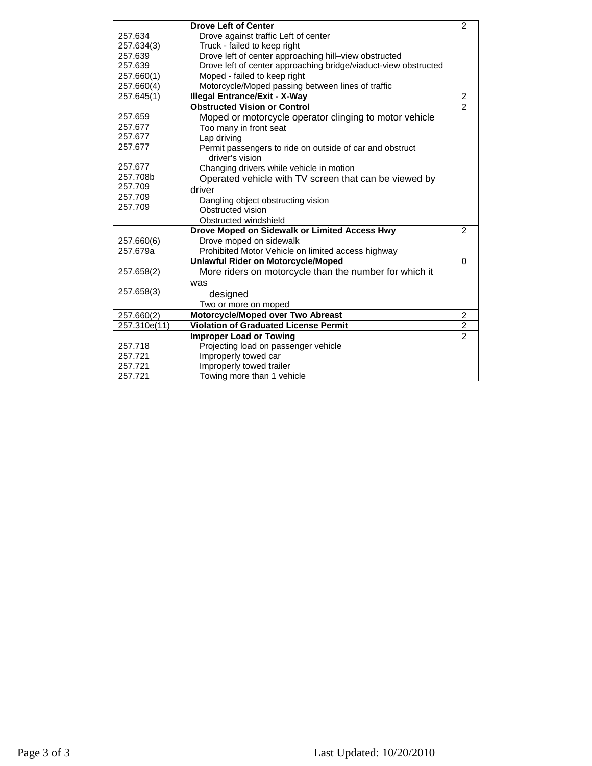| | | |
|---|---|---|
| | **Drove Left of Center** | 2 |
| 257.634 | Drove against traffic Left of center | |
| 257.634(3) | Truck - failed to keep right | |
| 257.639 | Drove left of center approaching hill–view obstructed | |
| 257.639 | Drove left of center approaching bridge/viaduct-view obstructed | |
| 257.660(1) | Moped - failed to keep right | |
| 257.660(4) | Motorcycle/Moped passing between lines of traffic | |
| 257.645(1) | **Illegal Entrance/Exit - X-Way** | 2 |
| | **Obstructed Vision or Control** | 2 |
| 257.659 | Moped or motorcycle operator clinging to motor vehicle | |
| 257.677 | Too many in front seat | |
| 257.677 | Lap driving | |
| 257.677 | Permit passengers to ride on outside of car and obstruct driver's vision | |
| 257.677 | Changing drivers while vehicle in motion | |
| 257.708b | Operated vehicle with TV screen that can be viewed by driver | |
| 257.709 | Dangling object obstructing vision | |
| 257.709 | Obstructed vision | |
| 257.709 | Obstructed windshield | |
| | **Drove Moped on Sidewalk or Limited Access Hwy** | 2 |
| 257.660(6) | Drove moped on sidewalk | |
| 257.679a | Prohibited Motor Vehicle on limited access highway | |
| | **Unlawful Rider on Motorcycle/Moped** | 0 |
| 257.658(2) | More riders on motorcycle than the number for which it was designed | |
| 257.658(3) | Two or more on moped | |
| 257.660(2) | **Motorcycle/Moped over Two Abreast** | 2 |
| 257.310e(11) | **Violation of Graduated License Permit** | 2 |
| | **Improper Load or Towing** | 2 |
| 257.718 | Projecting load on passenger vehicle | |
| 257.721 | Improperly towed car | |
| 257.721 | Improperly towed trailer | |
| 257.721 | Towing more than 1 vehicle | |

Last Updated: 10/20/2010